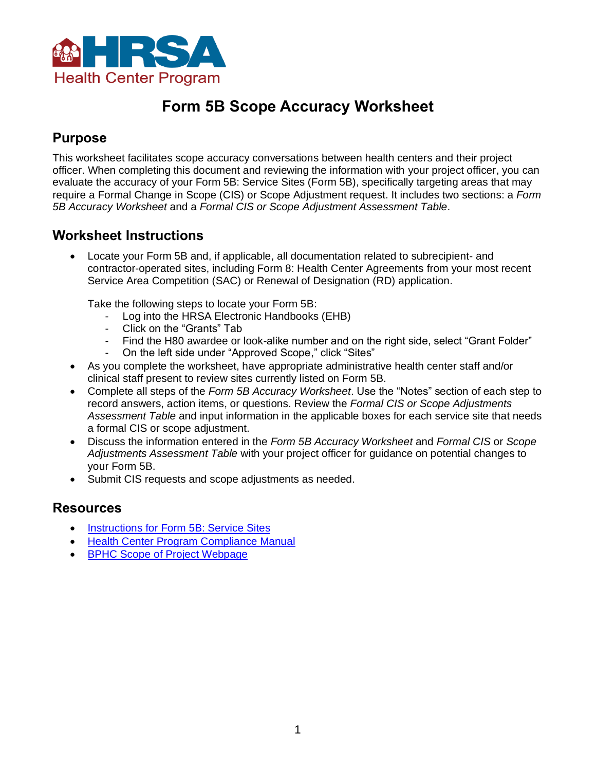HRSA
Health Center Program

# Form 5B Scope Accuracy Worksheet

## Purpose

This worksheet facilitates scope accuracy conversations between health centers and their project officer. When completing this document and reviewing the information with your project officer, you can evaluate the accuracy of your Form 5B: Service Sites (Form 5B), specifically targeting areas that may require a Formal Change in Scope (CIS) or Scope Adjustment request. It includes two sections: a *Form 5B Accuracy Worksheet* and a *Formal CIS or Scope Adjustment Assessment Table*.

## Worksheet Instructions

- Locate your Form 5B and, if applicable, all documentation related to subrecipient- and contractor-operated sites, including Form 8: Health Center Agreements from your most recent Service Area Competition (SAC) or Renewal of Designation (RD) application.

  Take the following steps to locate your Form 5B:
  - Log into the HRSA Electronic Handbooks (EHB)
  - Click on the "Grants" Tab
  - Find the H80 awardee or look-alike number and on the right side, select "Grant Folder"
  - On the left side under "Approved Scope," click "Sites"
- As you complete the worksheet, have appropriate administrative health center staff and/or clinical staff present to review sites currently listed on Form 5B.
- Complete all steps of the *Form 5B Accuracy Worksheet*. Use the "Notes" section of each step to record answers, action items, or questions. Review the *Formal CIS or Scope Adjustments Assessment Table* and input information in the applicable boxes for each service site that needs a formal CIS or scope adjustment.
- Discuss the information entered in the *Form 5B Accuracy Worksheet* and *Formal CIS* or *Scope Adjustments Assessment Table* with your project officer for guidance on potential changes to your Form 5B.
- Submit CIS requests and scope adjustments as needed.

## Resources

- Instructions for Form 5B: Service Sites
- Health Center Program Compliance Manual
- BPHC Scope of Project Webpage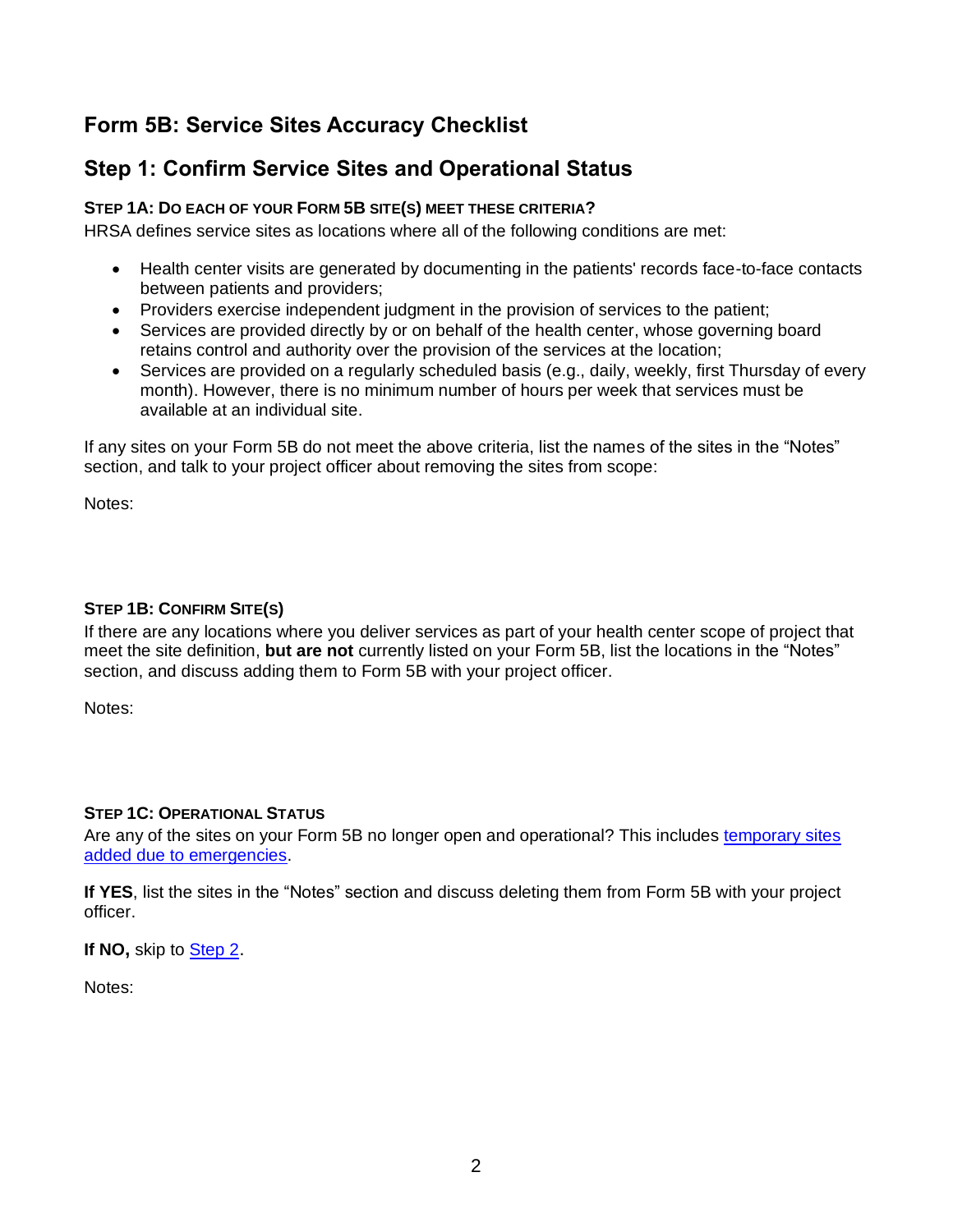# Form 5B: Service Sites Accuracy Checklist

## Step 1: Confirm Service Sites and Operational Status

### STEP 1A: DO EACH OF YOUR FORM 5B SITE(S) MEET THESE CRITERIA?

HRSA defines service sites as locations where all of the following conditions are met:

- Health center visits are generated by documenting in the patients' records face-to-face contacts between patients and providers;
- Providers exercise independent judgment in the provision of services to the patient;
- Services are provided directly by or on behalf of the health center, whose governing board retains control and authority over the provision of the services at the location;
- Services are provided on a regularly scheduled basis (e.g., daily, weekly, first Thursday of every month). However, there is no minimum number of hours per week that services must be available at an individual site.

If any sites on your Form 5B do not meet the above criteria, list the names of the sites in the "Notes" section, and talk to your project officer about removing the sites from scope:

Notes:

### STEP 1B: CONFIRM SITE(S)

If there are any locations where you deliver services as part of your health center scope of project that meet the site definition, **but are not** currently listed on your Form 5B, list the locations in the "Notes" section, and discuss adding them to Form 5B with your project officer.

Notes:

### STEP 1C: OPERATIONAL STATUS

Are any of the sites on your Form 5B no longer open and operational? This includes [temporary sites added due to emergencies](#).

**If YES**, list the sites in the "Notes" section and discuss deleting them from Form 5B with your project officer.

**If NO,** skip to [Step 2](#).

Notes: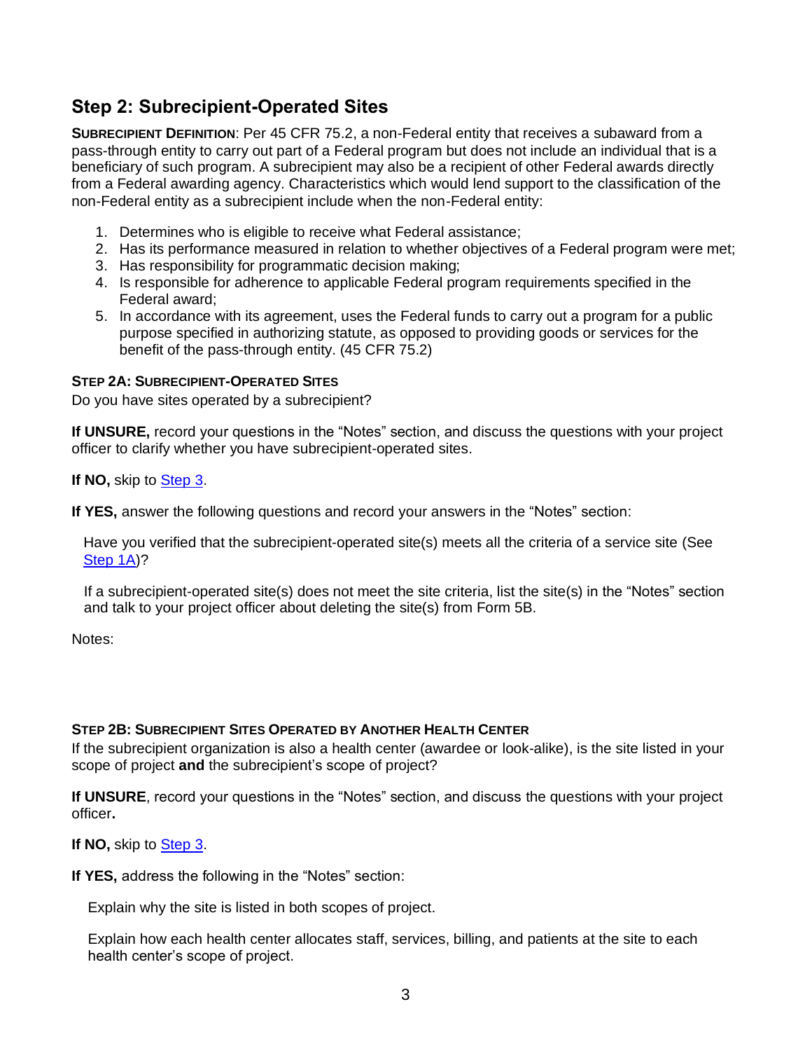## Step 2: Subrecipient-Operated Sites

**SUBRECIPIENT DEFINITION**: Per 45 CFR 75.2, a non-Federal entity that receives a subaward from a pass-through entity to carry out part of a Federal program but does not include an individual that is a beneficiary of such program. A subrecipient may also be a recipient of other Federal awards directly from a Federal awarding agency. Characteristics which would lend support to the classification of the non-Federal entity as a subrecipient include when the non-Federal entity:

1. Determines who is eligible to receive what Federal assistance;
2. Has its performance measured in relation to whether objectives of a Federal program were met;
3. Has responsibility for programmatic decision making;
4. Is responsible for adherence to applicable Federal program requirements specified in the Federal award;
5. In accordance with its agreement, uses the Federal funds to carry out a program for a public purpose specified in authorizing statute, as opposed to providing goods or services for the benefit of the pass-through entity. (45 CFR 75.2)

### STEP 2A: SUBRECIPIENT-OPERATED SITES

Do you have sites operated by a subrecipient?

**If UNSURE,** record your questions in the "Notes" section, and discuss the questions with your project officer to clarify whether you have subrecipient-operated sites.

**If NO,** skip to Step 3.

**If YES,** answer the following questions and record your answers in the "Notes" section:

Have you verified that the subrecipient-operated site(s) meets all the criteria of a service site (See Step 1A)?

If a subrecipient-operated site(s) does not meet the site criteria, list the site(s) in the "Notes" section and talk to your project officer about deleting the site(s) from Form 5B.

Notes:

### STEP 2B: SUBRECIPIENT SITES OPERATED BY ANOTHER HEALTH CENTER

If the subrecipient organization is also a health center (awardee or look-alike), is the site listed in your scope of project **and** the subrecipient's scope of project?

**If UNSURE**, record your questions in the "Notes" section, and discuss the questions with your project officer**.**

**If NO,** skip to Step 3.

**If YES,** address the following in the "Notes" section:

Explain why the site is listed in both scopes of project.

Explain how each health center allocates staff, services, billing, and patients at the site to each health center's scope of project.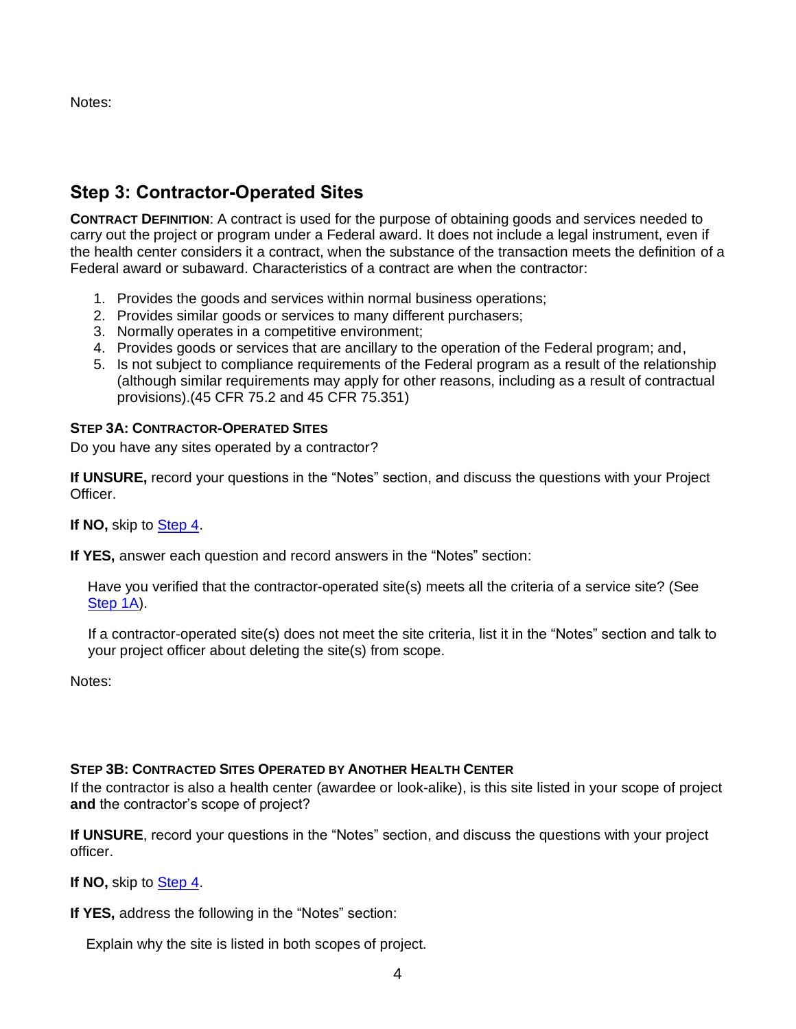Notes:

## Step 3: Contractor-Operated Sites

**CONTRACT DEFINITION**: A contract is used for the purpose of obtaining goods and services needed to carry out the project or program under a Federal award. It does not include a legal instrument, even if the health center considers it a contract, when the substance of the transaction meets the definition of a Federal award or subaward. Characteristics of a contract are when the contractor:

1. Provides the goods and services within normal business operations;
2. Provides similar goods or services to many different purchasers;
3. Normally operates in a competitive environment;
4. Provides goods or services that are ancillary to the operation of the Federal program; and,
5. Is not subject to compliance requirements of the Federal program as a result of the relationship (although similar requirements may apply for other reasons, including as a result of contractual provisions).(45 CFR 75.2 and 45 CFR 75.351)

**STEP 3A: CONTRACTOR-OPERATED SITES**

Do you have any sites operated by a contractor?

**If UNSURE,** record your questions in the "Notes" section, and discuss the questions with your Project Officer.

**If NO,** skip to Step 4.

**If YES,** answer each question and record answers in the "Notes" section:

Have you verified that the contractor-operated site(s) meets all the criteria of a service site? (See Step 1A).

If a contractor-operated site(s) does not meet the site criteria, list it in the "Notes" section and talk to your project officer about deleting the site(s) from scope.

Notes:

**STEP 3B: CONTRACTED SITES OPERATED BY ANOTHER HEALTH CENTER**

If the contractor is also a health center (awardee or look-alike), is this site listed in your scope of project **and** the contractor's scope of project?

**If UNSURE**, record your questions in the "Notes" section, and discuss the questions with your project officer.

**If NO,** skip to Step 4.

**If YES,** address the following in the "Notes" section:

Explain why the site is listed in both scopes of project.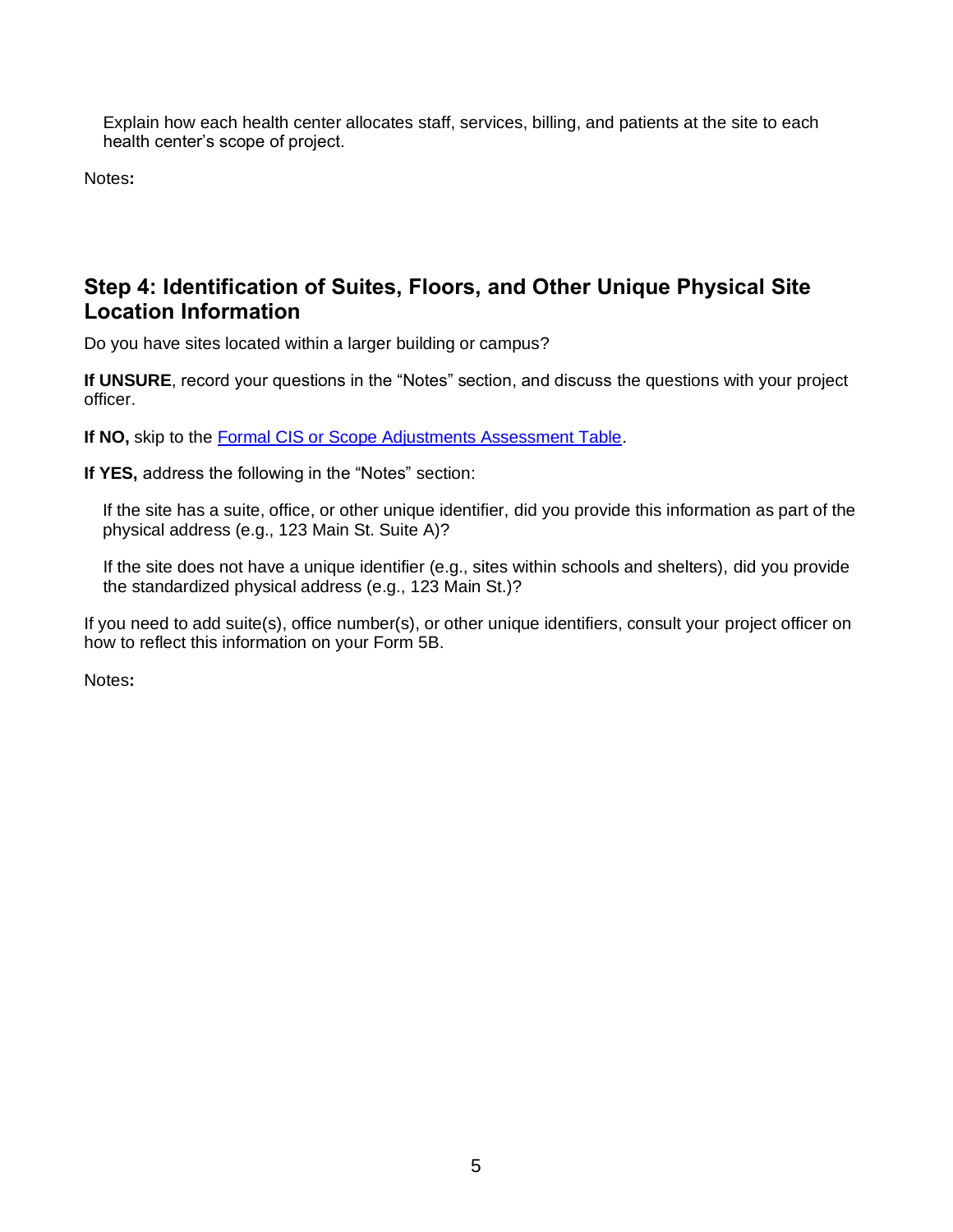Explain how each health center allocates staff, services, billing, and patients at the site to each health center's scope of project.

Notes**:**

## Step 4: Identification of Suites, Floors, and Other Unique Physical Site Location Information

Do you have sites located within a larger building or campus?

**If UNSURE**, record your questions in the "Notes" section, and discuss the questions with your project officer.

**If NO,** skip to the Formal CIS or Scope Adjustments Assessment Table.

**If YES,** address the following in the "Notes" section:

If the site has a suite, office, or other unique identifier, did you provide this information as part of the physical address (e.g., 123 Main St. Suite A)?

If the site does not have a unique identifier (e.g., sites within schools and shelters), did you provide the standardized physical address (e.g., 123 Main St.)?

If you need to add suite(s), office number(s), or other unique identifiers, consult your project officer on how to reflect this information on your Form 5B.

Notes**:**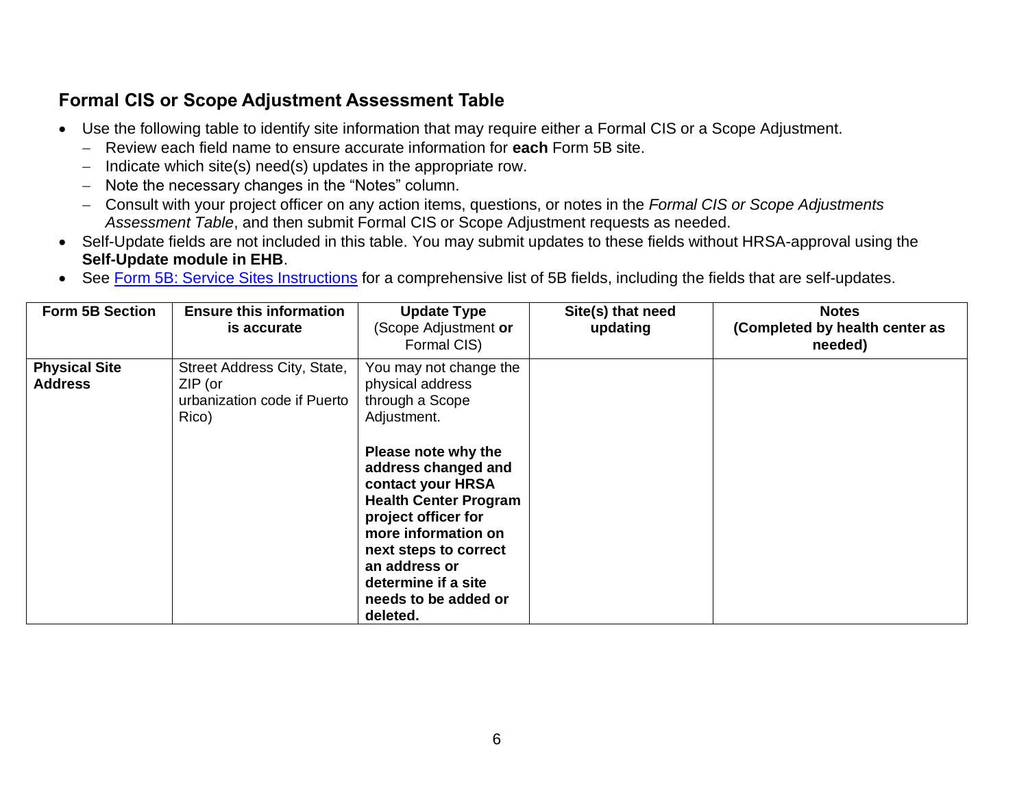## Formal CIS or Scope Adjustment Assessment Table

- Use the following table to identify site information that may require either a Formal CIS or a Scope Adjustment.
  - Review each field name to ensure accurate information for **each** Form 5B site.
  - Indicate which site(s) need(s) updates in the appropriate row.
  - Note the necessary changes in the “Notes” column.
  - Consult with your project officer on any action items, questions, or notes in the *Formal CIS or Scope Adjustments Assessment Table*, and then submit Formal CIS or Scope Adjustment requests as needed.
- Self-Update fields are not included in this table. You may submit updates to these fields without HRSA-approval using the **Self-Update module in EHB**.
- See [Form 5B: Service Sites Instructions](Form 5B: Service Sites Instructions) for a comprehensive list of 5B fields, including the fields that are self-updates.

| Form 5B Section | Ensure this information is accurate | Update Type (Scope Adjustment **or** Formal CIS) | Site(s) that need updating | Notes (Completed by health center as needed) |
|---|---|---|---|---|
| **Physical Site Address** | Street Address City, State, ZIP (or urbanization code if Puerto Rico) | You may not change the physical address through a Scope Adjustment.<br><br>**Please note why the address changed and contact your HRSA Health Center Program project officer for more information on next steps to correct an address or determine if a site needs to be added or deleted.** | | |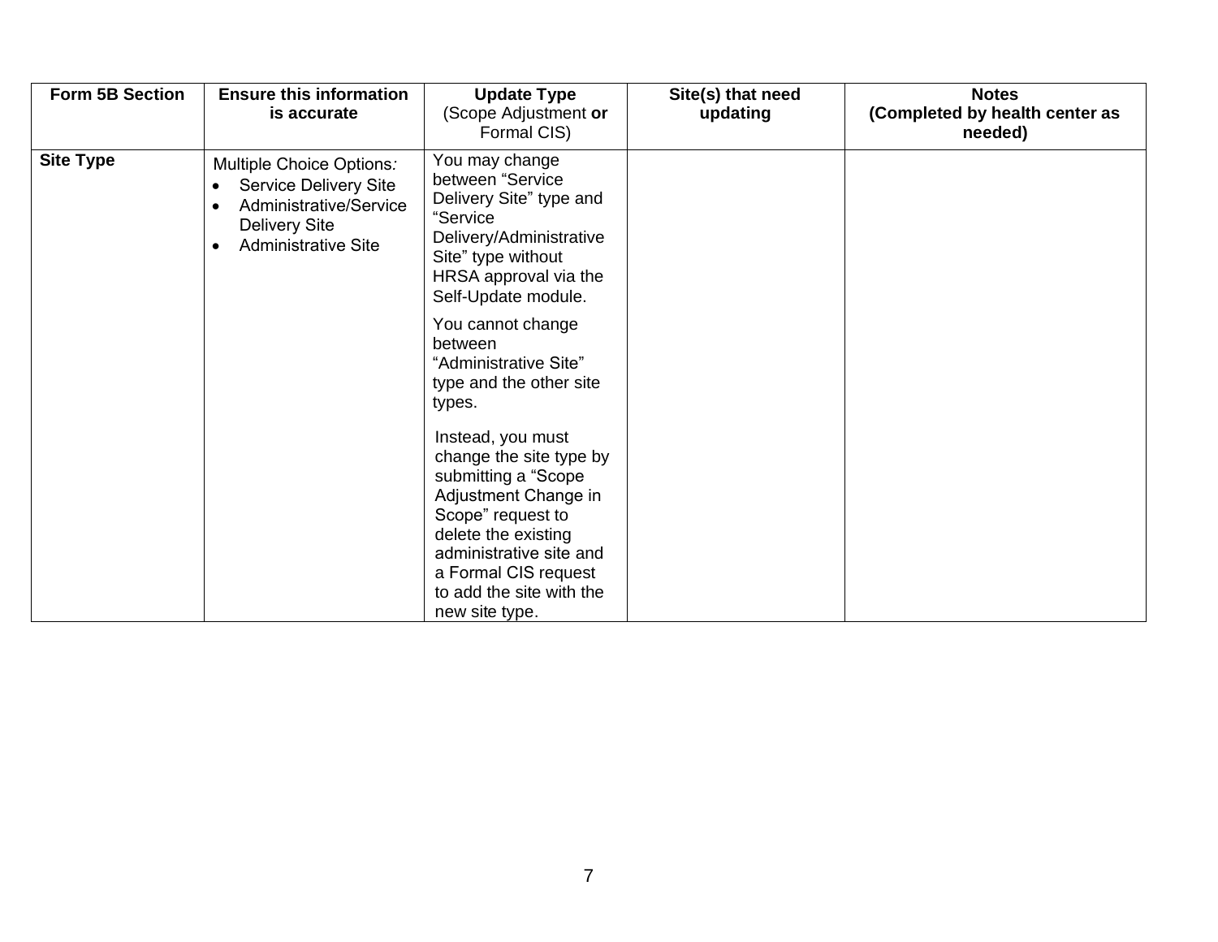| Form 5B Section | Ensure this information is accurate | Update Type (Scope Adjustment **or** Formal CIS) | Site(s) that need updating | Notes (Completed by health center as needed) |
| --- | --- | --- | --- | --- |
| **Site Type** | Multiple Choice Options*:*<br>• Service Delivery Site<br>• Administrative/Service Delivery Site<br>• Administrative Site | You may change between "Service Delivery Site" type and "Service Delivery/Administrative Site" type without HRSA approval via the Self-Update module.<br><br>You cannot change between "Administrative Site" type and the other site types.<br><br>Instead, you must change the site type by submitting a "Scope Adjustment Change in Scope" request to delete the existing administrative site and a Formal CIS request to add the site with the new site type. | | |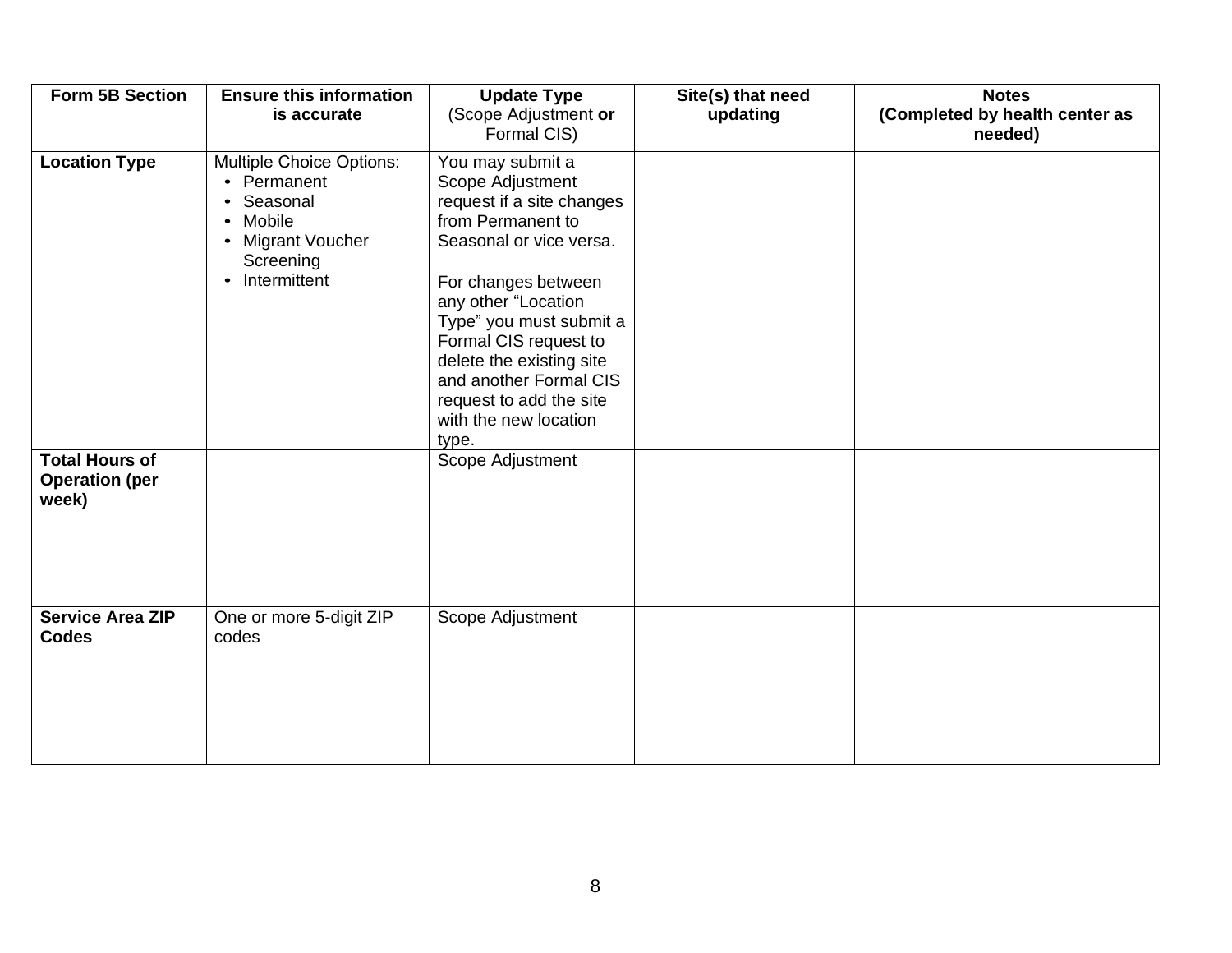| Form 5B Section | Ensure this information is accurate | Update Type (Scope Adjustment **or** Formal CIS) | Site(s) that need updating | Notes (Completed by health center as needed) |
|---|---|---|---|---|
| **Location Type** | Multiple Choice Options:<br>• Permanent<br>• Seasonal<br>• Mobile<br>• Migrant Voucher Screening<br>• Intermittent | You may submit a Scope Adjustment request if a site changes from Permanent to Seasonal or vice versa.<br><br>For changes between any other "Location Type" you must submit a Formal CIS request to delete the existing site and another Formal CIS request to add the site with the new location type. | | |
| **Total Hours of Operation (per week)** | | Scope Adjustment | | |
| **Service Area ZIP Codes** | One or more 5-digit ZIP codes | Scope Adjustment | | |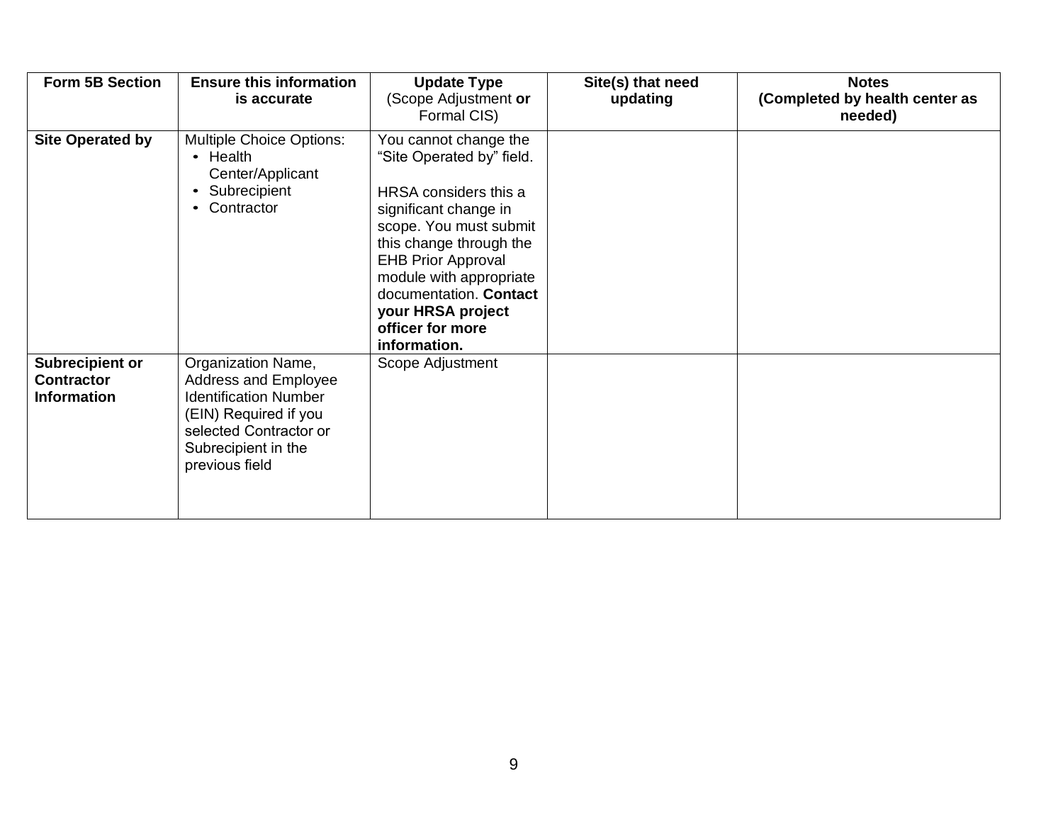| Form 5B Section | Ensure this information is accurate | Update Type (Scope Adjustment **or** Formal CIS) | Site(s) that need updating | Notes (Completed by health center as needed) |
|---|---|---|---|---|
| **Site Operated by** | Multiple Choice Options:<br>• Health Center/Applicant<br>• Subrecipient<br>• Contractor | You cannot change the "Site Operated by" field.<br><br>HRSA considers this a significant change in scope. You must submit this change through the EHB Prior Approval module with appropriate documentation. **Contact your HRSA project officer for more information.** | | |
| **Subrecipient or Contractor Information** | Organization Name, Address and Employee Identification Number (EIN) Required if you selected Contractor or Subrecipient in the previous field | Scope Adjustment | | |